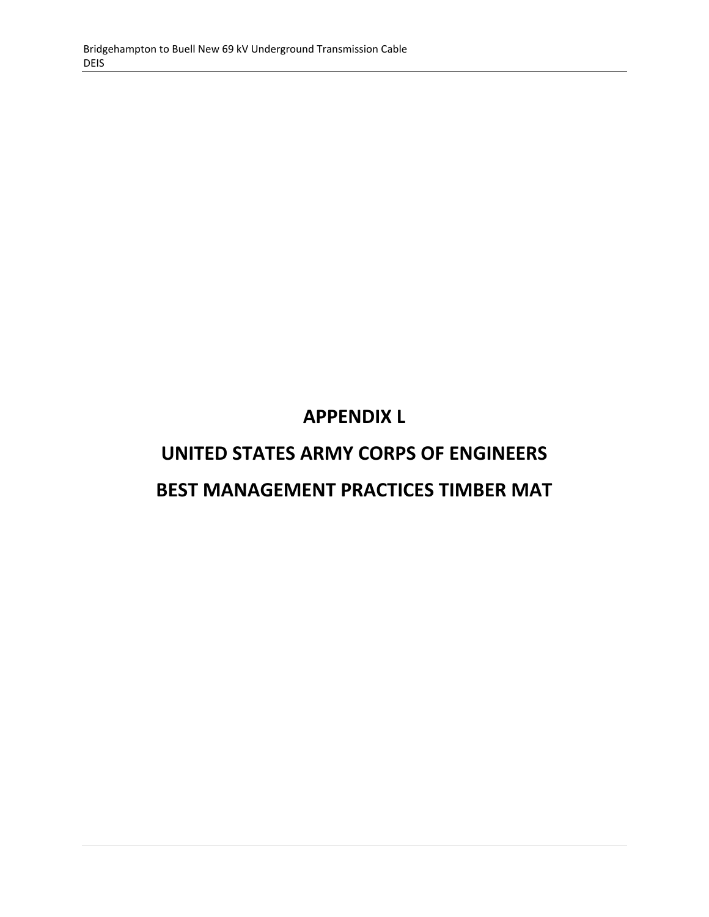# APPENDIX L

# UNITED STATES ARMY CORPS OF ENGINEERS

# BEST MANAGEMENT PRACTICES TIMBER MAT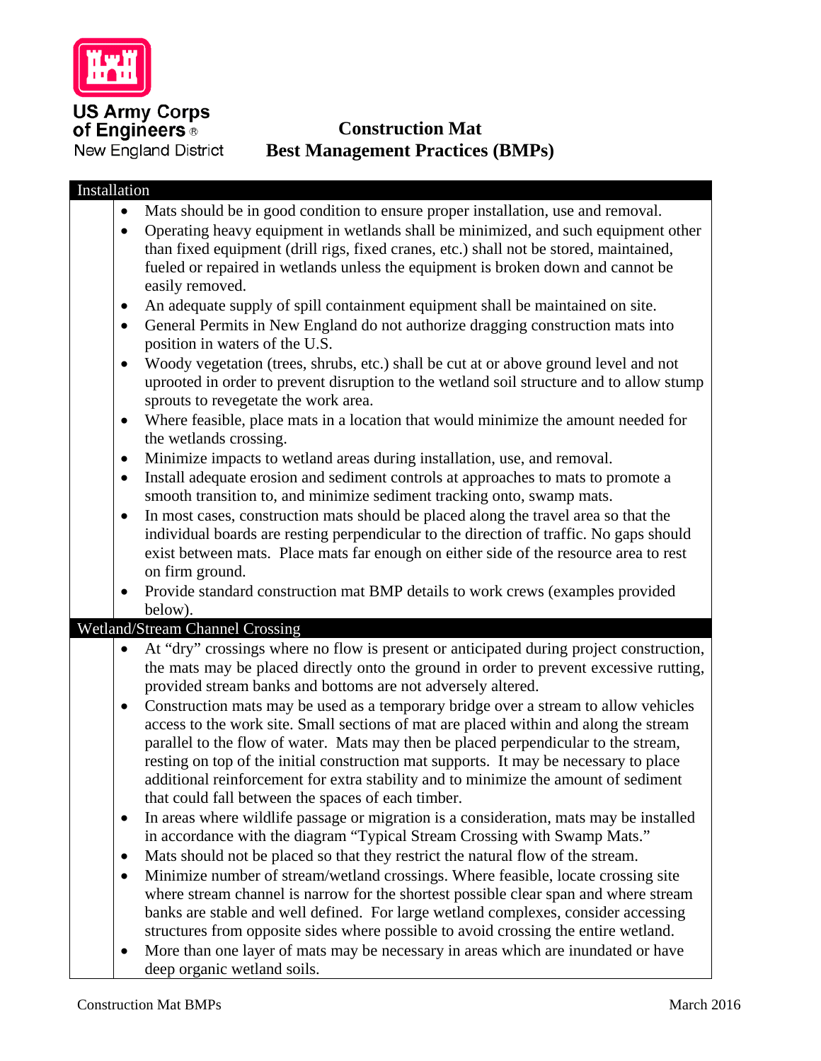US Army Corps of Engineers®
New England District

# Construction Mat
# Best Management Practices (BMPs)

## Installation

- Mats should be in good condition to ensure proper installation, use and removal.
- Operating heavy equipment in wetlands shall be minimized, and such equipment other than fixed equipment (drill rigs, fixed cranes, etc.) shall not be stored, maintained, fueled or repaired in wetlands unless the equipment is broken down and cannot be easily removed.
- An adequate supply of spill containment equipment shall be maintained on site.
- General Permits in New England do not authorize dragging construction mats into position in waters of the U.S.
- Woody vegetation (trees, shrubs, etc.) shall be cut at or above ground level and not uprooted in order to prevent disruption to the wetland soil structure and to allow stump sprouts to revegetate the work area.
- Where feasible, place mats in a location that would minimize the amount needed for the wetlands crossing.
- Minimize impacts to wetland areas during installation, use, and removal.
- Install adequate erosion and sediment controls at approaches to mats to promote a smooth transition to, and minimize sediment tracking onto, swamp mats.
- In most cases, construction mats should be placed along the travel area so that the individual boards are resting perpendicular to the direction of traffic. No gaps should exist between mats. Place mats far enough on either side of the resource area to rest on firm ground.
- Provide standard construction mat BMP details to work crews (examples provided below).

## Wetland/Stream Channel Crossing

- At "dry" crossings where no flow is present or anticipated during project construction, the mats may be placed directly onto the ground in order to prevent excessive rutting, provided stream banks and bottoms are not adversely altered.
- Construction mats may be used as a temporary bridge over a stream to allow vehicles access to the work site. Small sections of mat are placed within and along the stream parallel to the flow of water. Mats may then be placed perpendicular to the stream, resting on top of the initial construction mat supports. It may be necessary to place additional reinforcement for extra stability and to minimize the amount of sediment that could fall between the spaces of each timber.
- In areas where wildlife passage or migration is a consideration, mats may be installed in accordance with the diagram "Typical Stream Crossing with Swamp Mats."
- Mats should not be placed so that they restrict the natural flow of the stream.
- Minimize number of stream/wetland crossings. Where feasible, locate crossing site where stream channel is narrow for the shortest possible clear span and where stream banks are stable and well defined. For large wetland complexes, consider accessing structures from opposite sides where possible to avoid crossing the entire wetland.
- More than one layer of mats may be necessary in areas which are inundated or have deep organic wetland soils.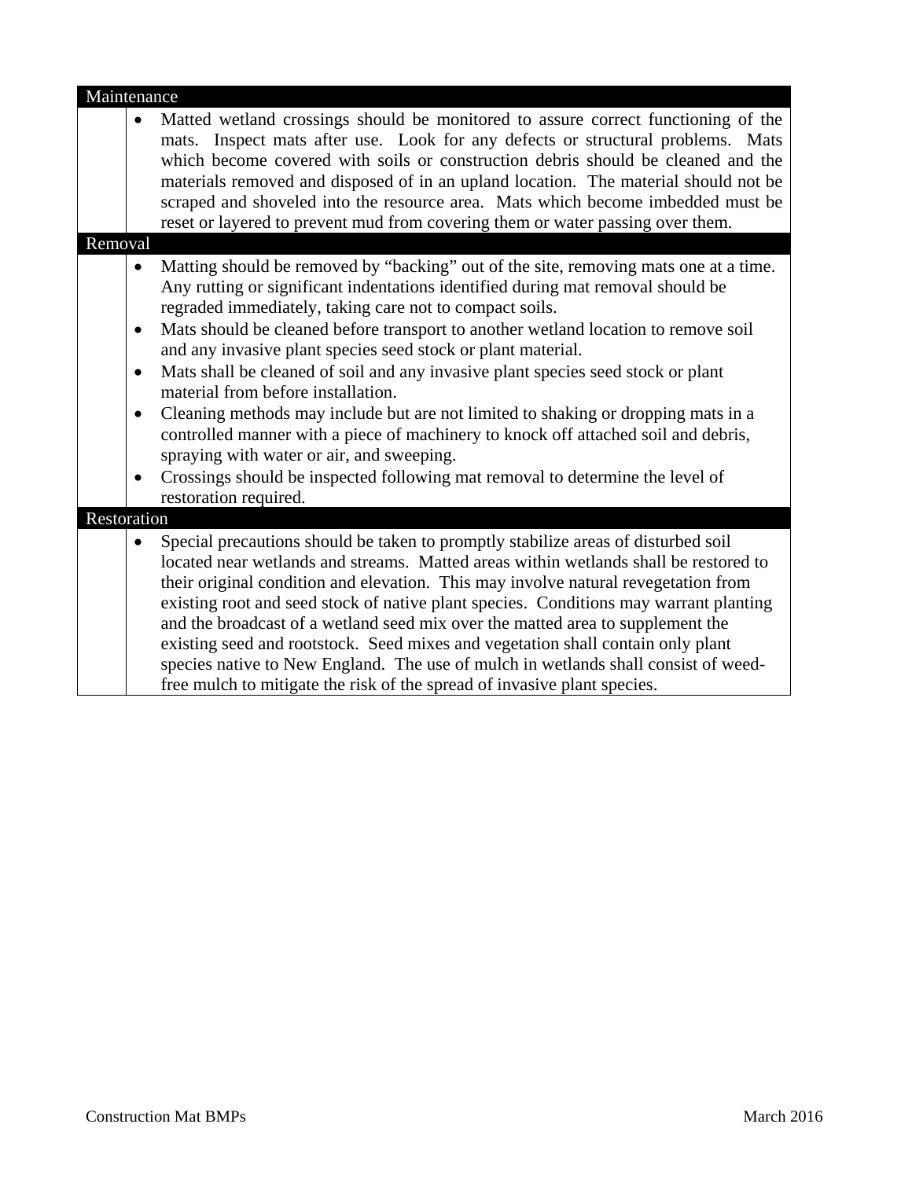## Maintenance

- Matted wetland crossings should be monitored to assure correct functioning of the mats. Inspect mats after use. Look for any defects or structural problems. Mats which become covered with soils or construction debris should be cleaned and the materials removed and disposed of in an upland location. The material should not be scraped and shoveled into the resource area. Mats which become imbedded must be reset or layered to prevent mud from covering them or water passing over them.

## Removal

- Matting should be removed by "backing" out of the site, removing mats one at a time. Any rutting or significant indentations identified during mat removal should be regraded immediately, taking care not to compact soils.
- Mats should be cleaned before transport to another wetland location to remove soil and any invasive plant species seed stock or plant material.
- Mats shall be cleaned of soil and any invasive plant species seed stock or plant material from before installation.
- Cleaning methods may include but are not limited to shaking or dropping mats in a controlled manner with a piece of machinery to knock off attached soil and debris, spraying with water or air, and sweeping.
- Crossings should be inspected following mat removal to determine the level of restoration required.

## Restoration

- Special precautions should be taken to promptly stabilize areas of disturbed soil located near wetlands and streams. Matted areas within wetlands shall be restored to their original condition and elevation. This may involve natural revegetation from existing root and seed stock of native plant species. Conditions may warrant planting and the broadcast of a wetland seed mix over the matted area to supplement the existing seed and rootstock. Seed mixes and vegetation shall contain only plant species native to New England. The use of mulch in wetlands shall consist of weed-free mulch to mitigate the risk of the spread of invasive plant species.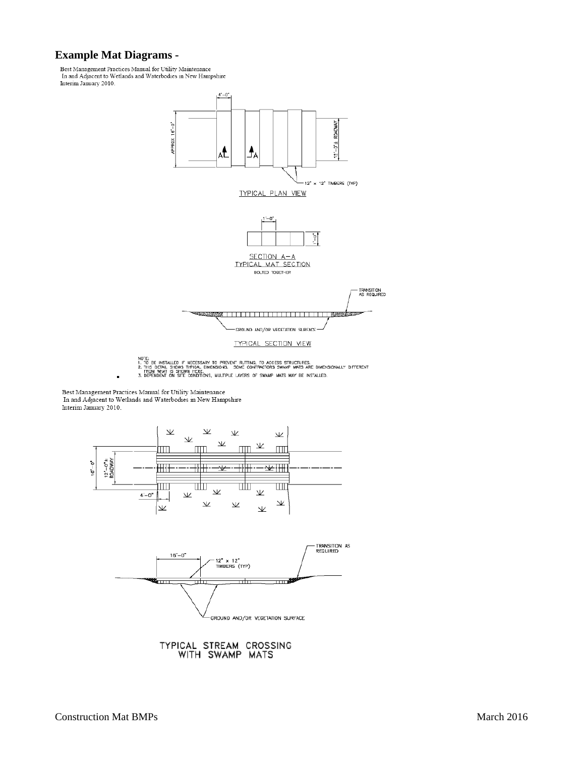## Example Mat Diagrams -

Best Management Practices Manual for Utility Maintenance
In and Adjacent to Wetlands and Waterbodies in New Hampshire
Interim January 2010.

4'-0"

APPROX 16'-0"

12'-0"± ROADWAY

A A

12" x 12" TIMBERS (TYP)

TYPICAL PLAN VIEW

1'-0"

1'-0"

SECTION A-A
TYPICAL MAT SECTION
BOLTED TOGETHER

TRANSITION AS REQUIRED

GROUND AND/OR VEGETATION SURFACE

TYPICAL SECTION VIEW

NOTE:
1. TO BE INSTALLED IF NECESSARY TO PREVENT RUTTING, TO ACCESS STRUCTURES.
2. THIS DETAIL SHOWS TYPICAL DIMENSIONS. SOME CONTRACTORS SWAMP MATS ARE DIMENSIONALLY DIFFERENT FROM WHAT IS SHOWN HERE.
3. DEPENDENT ON SITE CONDITIONS, MULTIPLE LAYERS OF SWAMP MATS MAY BE INSTALLED.

Best Management Practices Manual for Utility Maintenance
In and Adjacent to Wetlands and Waterbodies in New Hampshire
Interim January 2010.

16'-0"

12'-0"± ROADWAY

4'-0"

16'-0"

12" x 12" TIMBERS (TYP)

TRANSITION AS REQUIRED

GROUND AND/OR VEGETATION SURFACE

TYPICAL STREAM CROSSING
WITH SWAMP MATS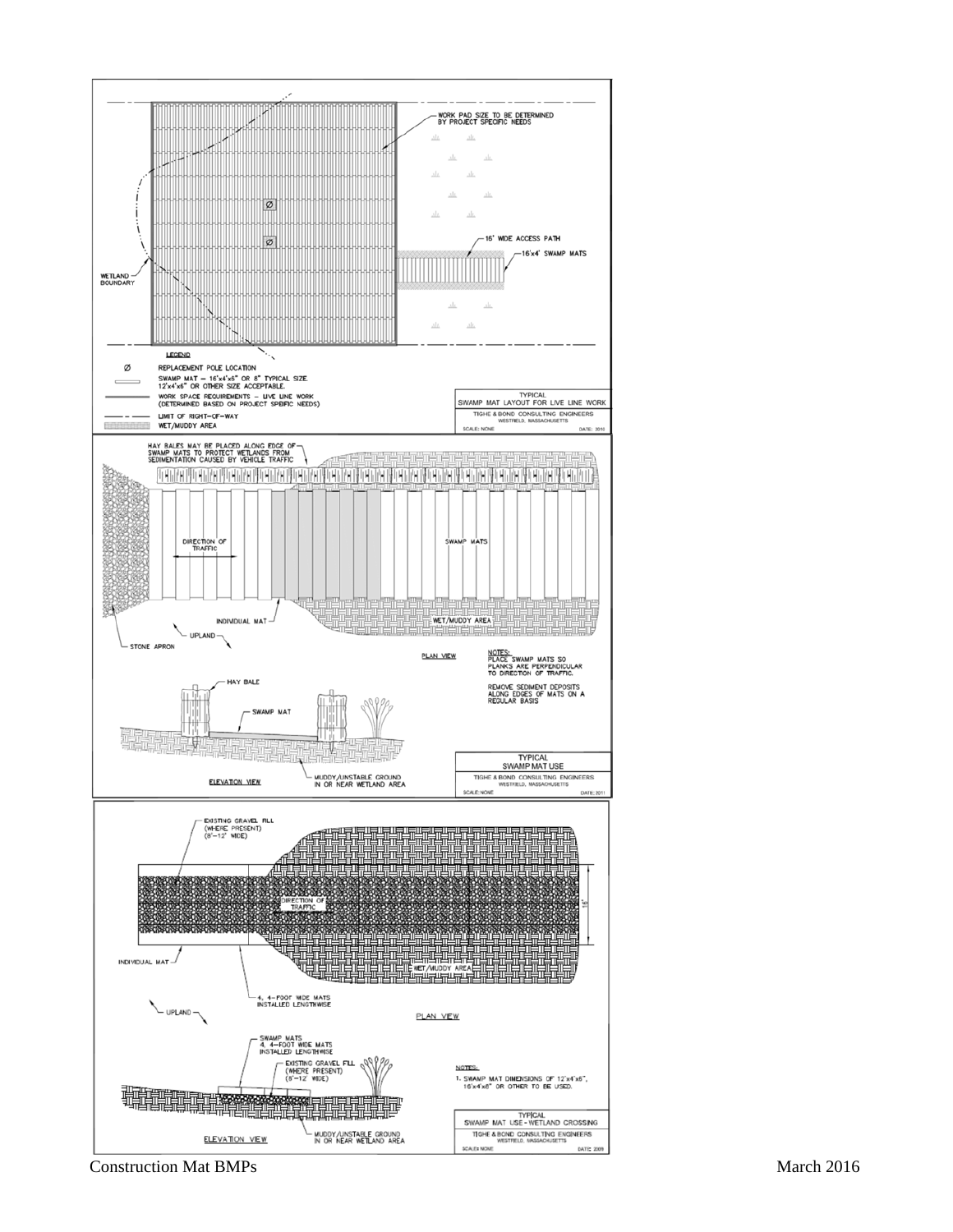WORK PAD SIZE TO BE DETERMINED
BY PROJECT SPECIFIC NEEDS

16' WIDE ACCESS PATH

16'x4' SWAMP MATS

WETLAND BOUNDARY

LEGEND

Ø REPLACEMENT POLE LOCATION

SWAMP MAT – 16'x4'x6" OR 8" TYPICAL SIZE
12'x4'x6" OR OTHER SIZE ACCEPTABLE.

WORK SPACE REQUIREMENTS – LIVE LINE WORK
(DETERMINED BASED ON PROJECT SPEIFIC NEEDS)

LIMIT OF RIGHT-OF-WAY

WET/MUDDY AREA

TYPICAL
SWAMP MAT LAYOUT FOR LIVE LINE WORK

TIGHE & BOND CONSULTING ENGINEERS
WESTFIELD, MASSACHUSETTS

SCALE: NONE DATE: 2010

HAY BALES MAY BE PLACED ALONG EDGE OF SWAMP MATS TO PROTECT WETLANDS FROM SEDIMENTATION CAUSED BY VEHICLE TRAFFIC

DIRECTION OF TRAFFIC

SWAMP MATS

INDIVIDUAL MAT

WET/MUDDY AREA

UPLAND

STONE APRON

PLAN VIEW

NOTES:
PLACE SWAMP MATS SO PLANKS ARE PERPENDICULAR TO DIRECTION OF TRAFFIC.

REMOVE SEDIMENT DEPOSITS ALONG EDGES OF MATS ON A REGULAR BASIS

HAY BALE

SWAMP MAT

ELEVATION VIEW

MUDDY/UNSTABLE GROUND IN OR NEAR WETLAND AREA

TYPICAL
SWAMP MAT USE

TIGHE & BOND CONSULTING ENGINEERS
WESTFIELD, MASSACHUSETTS

SCALE: NONE DATE: 2011

EXISTING GRAVEL FILL
(WHERE PRESENT)
(8'-12' WIDE)

DIRECTION OF TRAFFIC

16'

INDIVIDUAL MAT

WET/MUDDY AREA

4, 4-FOOT WIDE MATS
INSTALLED LENGTHWISE

UPLAND

PLAN VIEW

SWAMP MATS
4, 4-FOOT WIDE MATS
INSTALLED LENGTHWISE

EXISTING GRAVEL FILL
(WHERE PRESENT)
(8'-12' WIDE)

NOTES:
1. SWAMP MAT DIMENSIONS OF 12'x4'x6", 16'x4'x6" OR OTHER TO BE USED.

ELEVATION VIEW

MUDDY/UNSTABLE GROUND IN OR NEAR WETLAND AREA

TYPICAL
SWAMP MAT USE - WETLAND CROSSING

TIGHE & BOND CONSULTING ENGINEERS
WESTFIELD, MASSACHUSETTS

SCALE: NONE DATE: 2009